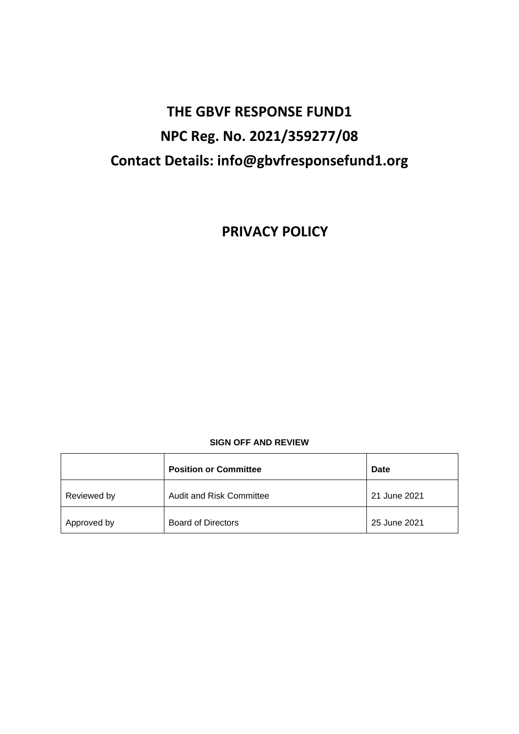# THE GBVF RESPONSE FUND1

# NPC Reg. No. 2021/359277/08

# Contact Details: info@gbvfresponsefund1.org

## PRIVACY POLICY

**SIGN OFF AND REVIEW**

| | **Position or Committee** | **Date** |
|---|---|---|
| Reviewed by | Audit and Risk Committee | 21 June 2021 |
| Approved by | Board of Directors | 25 June 2021 |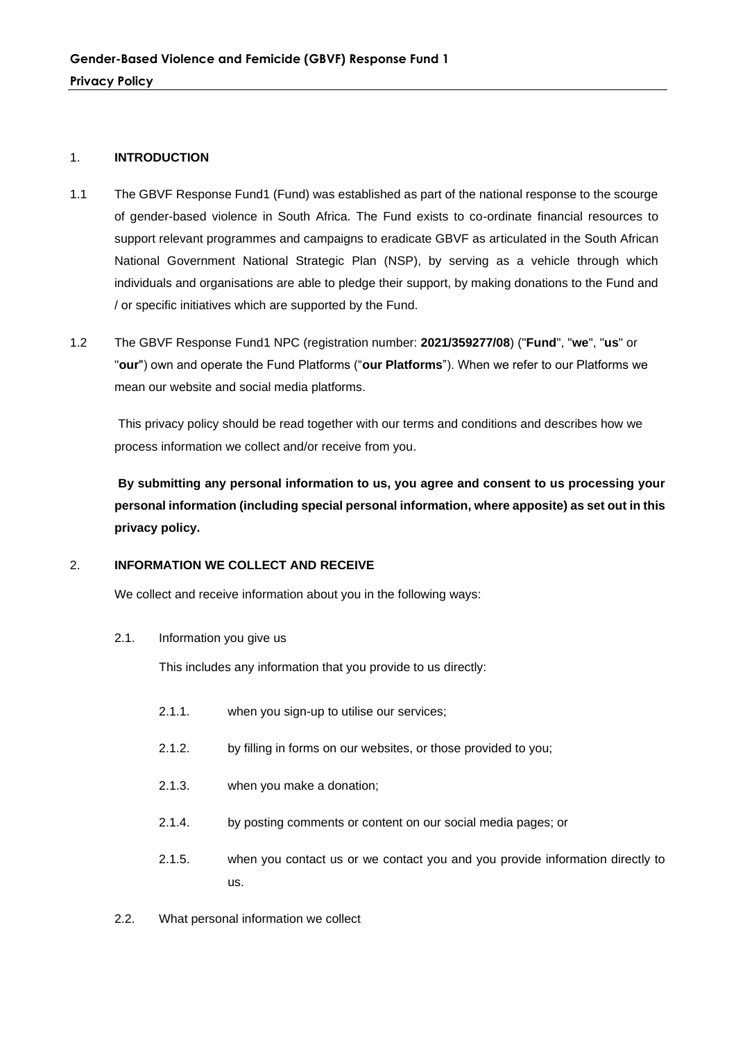## 1. INTRODUCTION

1.1 The GBVF Response Fund1 (Fund) was established as part of the national response to the scourge of gender-based violence in South Africa. The Fund exists to co-ordinate financial resources to support relevant programmes and campaigns to eradicate GBVF as articulated in the South African National Government National Strategic Plan (NSP), by serving as a vehicle through which individuals and organisations are able to pledge their support, by making donations to the Fund and / or specific initiatives which are supported by the Fund.

1.2 The GBVF Response Fund1 NPC (registration number: **2021/359277/08**) ("**Fund**", "**we**", "**us**" or "**our**") own and operate the Fund Platforms ("**our Platforms**"). When we refer to our Platforms we mean our website and social media platforms.

This privacy policy should be read together with our terms and conditions and describes how we process information we collect and/or receive from you.

**By submitting any personal information to us, you agree and consent to us processing your personal information (including special personal information, where apposite) as set out in this privacy policy.**

## 2. INFORMATION WE COLLECT AND RECEIVE

We collect and receive information about you in the following ways:

2.1. Information you give us

This includes any information that you provide to us directly:

- 2.1.1. when you sign-up to utilise our services;
- 2.1.2. by filling in forms on our websites, or those provided to you;
- 2.1.3. when you make a donation;
- 2.1.4. by posting comments or content on our social media pages; or
- 2.1.5. when you contact us or we contact you and you provide information directly to us.

2.2. What personal information we collect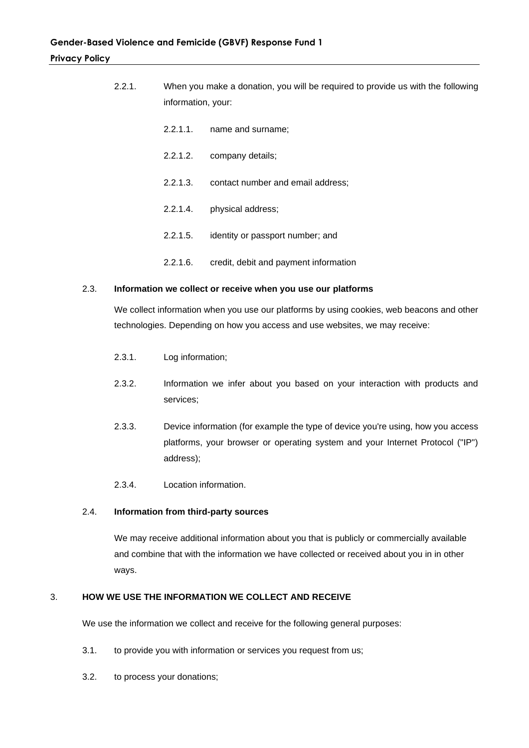2.2.1. When you make a donation, you will be required to provide us with the following information, your:

2.2.1.1. name and surname;

2.2.1.2. company details;

2.2.1.3. contact number and email address;

2.2.1.4. physical address;

2.2.1.5. identity or passport number; and

2.2.1.6. credit, debit and payment information

2.3. **Information we collect or receive when you use our platforms**

We collect information when you use our platforms by using cookies, web beacons and other technologies. Depending on how you access and use websites, we may receive:

2.3.1. Log information;

2.3.2. Information we infer about you based on your interaction with products and services;

2.3.3. Device information (for example the type of device you're using, how you access platforms, your browser or operating system and your Internet Protocol ("IP") address);

2.3.4. Location information.

2.4. **Information from third-party sources**

We may receive additional information about you that is publicly or commercially available and combine that with the information we have collected or received about you in in other ways.

3. **HOW WE USE THE INFORMATION WE COLLECT AND RECEIVE**

We use the information we collect and receive for the following general purposes:

3.1. to provide you with information or services you request from us;

3.2. to process your donations;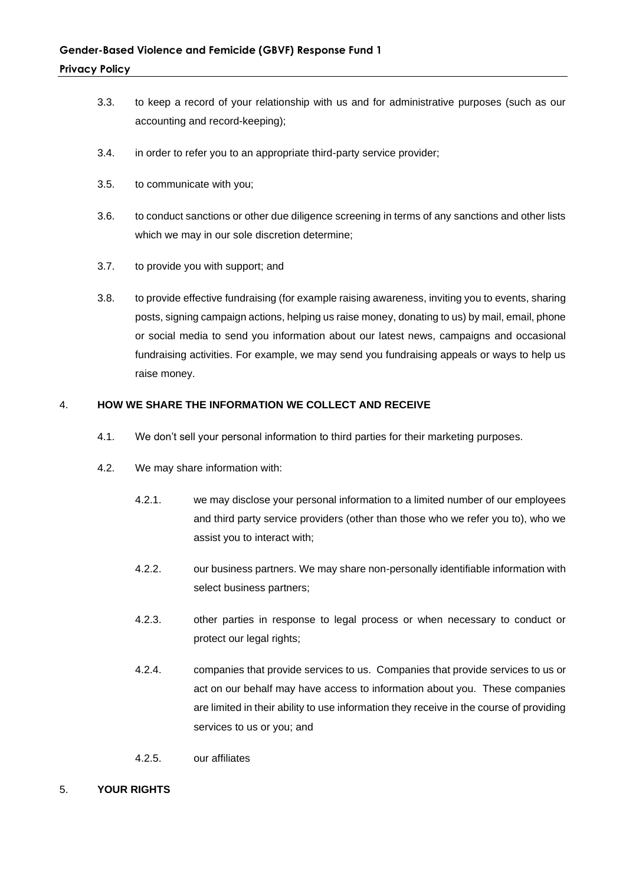3.3. to keep a record of your relationship with us and for administrative purposes (such as our accounting and record-keeping);

3.4. in order to refer you to an appropriate third-party service provider;

3.5. to communicate with you;

3.6. to conduct sanctions or other due diligence screening in terms of any sanctions and other lists which we may in our sole discretion determine;

3.7. to provide you with support; and

3.8. to provide effective fundraising (for example raising awareness, inviting you to events, sharing posts, signing campaign actions, helping us raise money, donating to us) by mail, email, phone or social media to send you information about our latest news, campaigns and occasional fundraising activities. For example, we may send you fundraising appeals or ways to help us raise money.

## 4. HOW WE SHARE THE INFORMATION WE COLLECT AND RECEIVE

4.1. We don't sell your personal information to third parties for their marketing purposes.

4.2. We may share information with:

4.2.1. we may disclose your personal information to a limited number of our employees and third party service providers (other than those who we refer you to), who we assist you to interact with;

4.2.2. our business partners. We may share non-personally identifiable information with select business partners;

4.2.3. other parties in response to legal process or when necessary to conduct or protect our legal rights;

4.2.4. companies that provide services to us. Companies that provide services to us or act on our behalf may have access to information about you. These companies are limited in their ability to use information they receive in the course of providing services to us or you; and

4.2.5. our affiliates

## 5. YOUR RIGHTS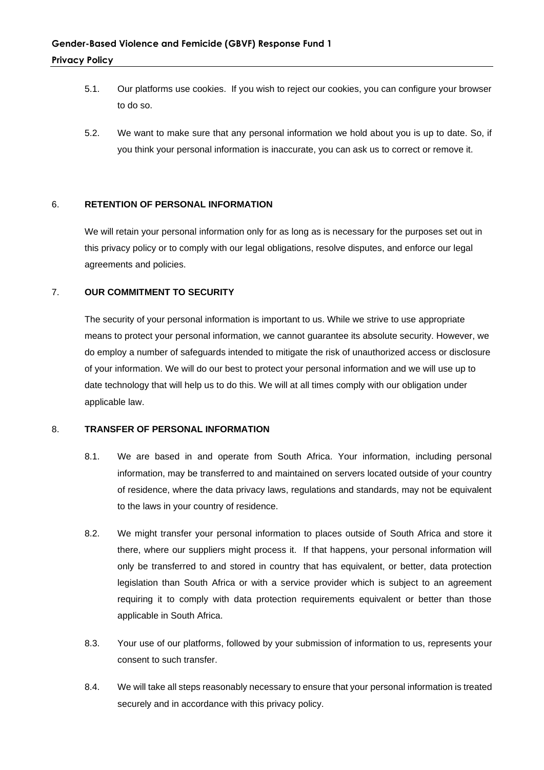5.1. Our platforms use cookies. If you wish to reject our cookies, you can configure your browser to do so.

5.2. We want to make sure that any personal information we hold about you is up to date. So, if you think your personal information is inaccurate, you can ask us to correct or remove it.

## 6. RETENTION OF PERSONAL INFORMATION

We will retain your personal information only for as long as is necessary for the purposes set out in this privacy policy or to comply with our legal obligations, resolve disputes, and enforce our legal agreements and policies.

## 7. OUR COMMITMENT TO SECURITY

The security of your personal information is important to us. While we strive to use appropriate means to protect your personal information, we cannot guarantee its absolute security. However, we do employ a number of safeguards intended to mitigate the risk of unauthorized access or disclosure of your information. We will do our best to protect your personal information and we will use up to date technology that will help us to do this. We will at all times comply with our obligation under applicable law.

## 8. TRANSFER OF PERSONAL INFORMATION

8.1. We are based in and operate from South Africa. Your information, including personal information, may be transferred to and maintained on servers located outside of your country of residence, where the data privacy laws, regulations and standards, may not be equivalent to the laws in your country of residence.

8.2. We might transfer your personal information to places outside of South Africa and store it there, where our suppliers might process it. If that happens, your personal information will only be transferred to and stored in country that has equivalent, or better, data protection legislation than South Africa or with a service provider which is subject to an agreement requiring it to comply with data protection requirements equivalent or better than those applicable in South Africa.

8.3. Your use of our platforms, followed by your submission of information to us, represents your consent to such transfer.

8.4. We will take all steps reasonably necessary to ensure that your personal information is treated securely and in accordance with this privacy policy.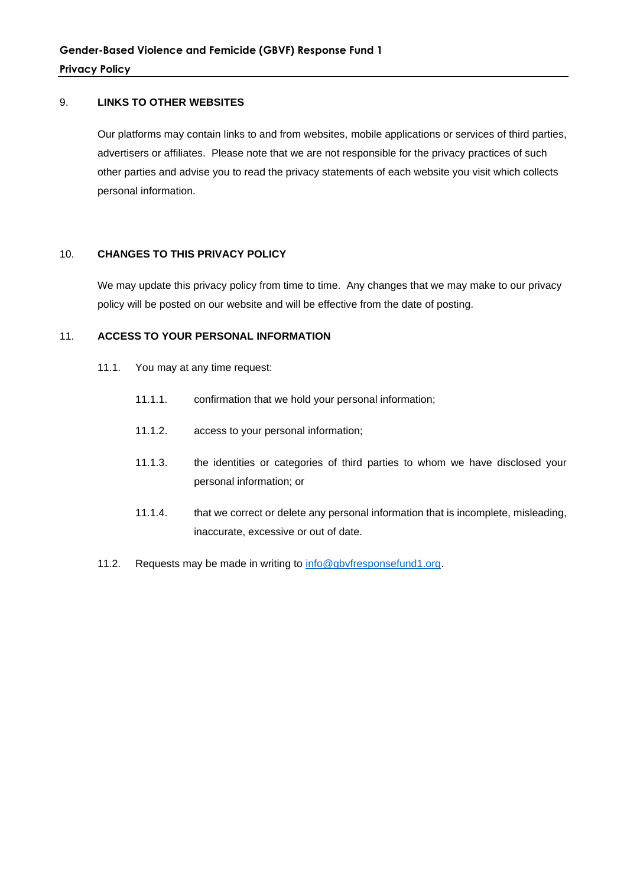## 9. LINKS TO OTHER WEBSITES

Our platforms may contain links to and from websites, mobile applications or services of third parties, advertisers or affiliates. Please note that we are not responsible for the privacy practices of such other parties and advise you to read the privacy statements of each website you visit which collects personal information.

## 10. CHANGES TO THIS PRIVACY POLICY

We may update this privacy policy from time to time. Any changes that we may make to our privacy policy will be posted on our website and will be effective from the date of posting.

## 11. ACCESS TO YOUR PERSONAL INFORMATION

11.1. You may at any time request:

11.1.1. confirmation that we hold your personal information;

11.1.2. access to your personal information;

11.1.3. the identities or categories of third parties to whom we have disclosed your personal information; or

11.1.4. that we correct or delete any personal information that is incomplete, misleading, inaccurate, excessive or out of date.

11.2. Requests may be made in writing to [info@gbvfresponsefund1.org](mailto:info@gbvfresponsefund1.org).